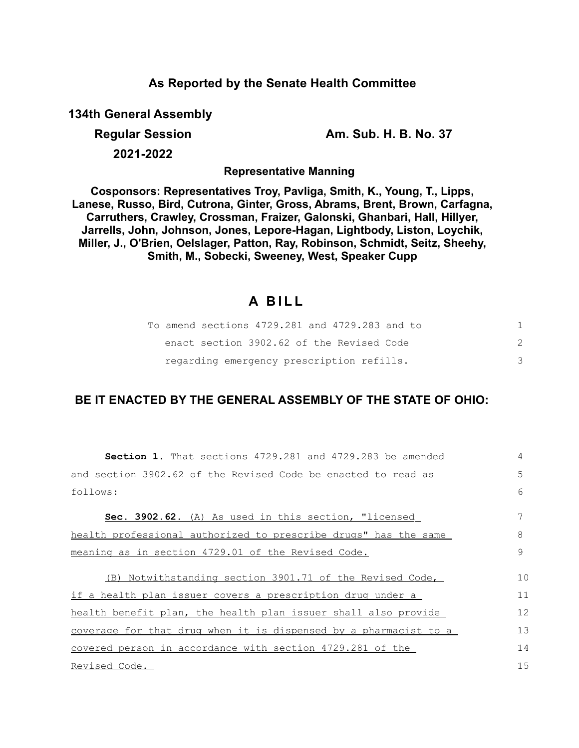# As Reported by the Senate Health Committee

**134th General Assembly**

**Regular Session** **Am. Sub. H. B. No. 37**

**2021-2022**

**Representative Manning**

**Cosponsors: Representatives Troy, Pavliga, Smith, K., Young, T., Lipps, Lanese, Russo, Bird, Cutrona, Ginter, Gross, Abrams, Brent, Brown, Carfagna, Carruthers, Crawley, Crossman, Fraizer, Galonski, Ghanbari, Hall, Hillyer, Jarrells, John, Johnson, Jones, Lepore-Hagan, Lightbody, Liston, Loychik, Miller, J., O'Brien, Oelslager, Patton, Ray, Robinson, Schmidt, Seitz, Sheehy, Smith, M., Sobecki, Sweeney, West, Speaker Cupp**

## A BILL

To amend sections 4729.281 and 4729.283 and to enact section 3902.62 of the Revised Code regarding emergency prescription refills.

### BE IT ENACTED BY THE GENERAL ASSEMBLY OF THE STATE OF OHIO:

**Section 1.** That sections 4729.281 and 4729.283 be amended and section 3902.62 of the Revised Code be enacted to read as follows:

**Sec. 3902.62.** (A) As used in this section, "licensed health professional authorized to prescribe drugs" has the same meaning as in section 4729.01 of the Revised Code.

(B) Notwithstanding section 3901.71 of the Revised Code, if a health plan issuer covers a prescription drug under a health benefit plan, the health plan issuer shall also provide coverage for that drug when it is dispensed by a pharmacist to a covered person in accordance with section 4729.281 of the Revised Code.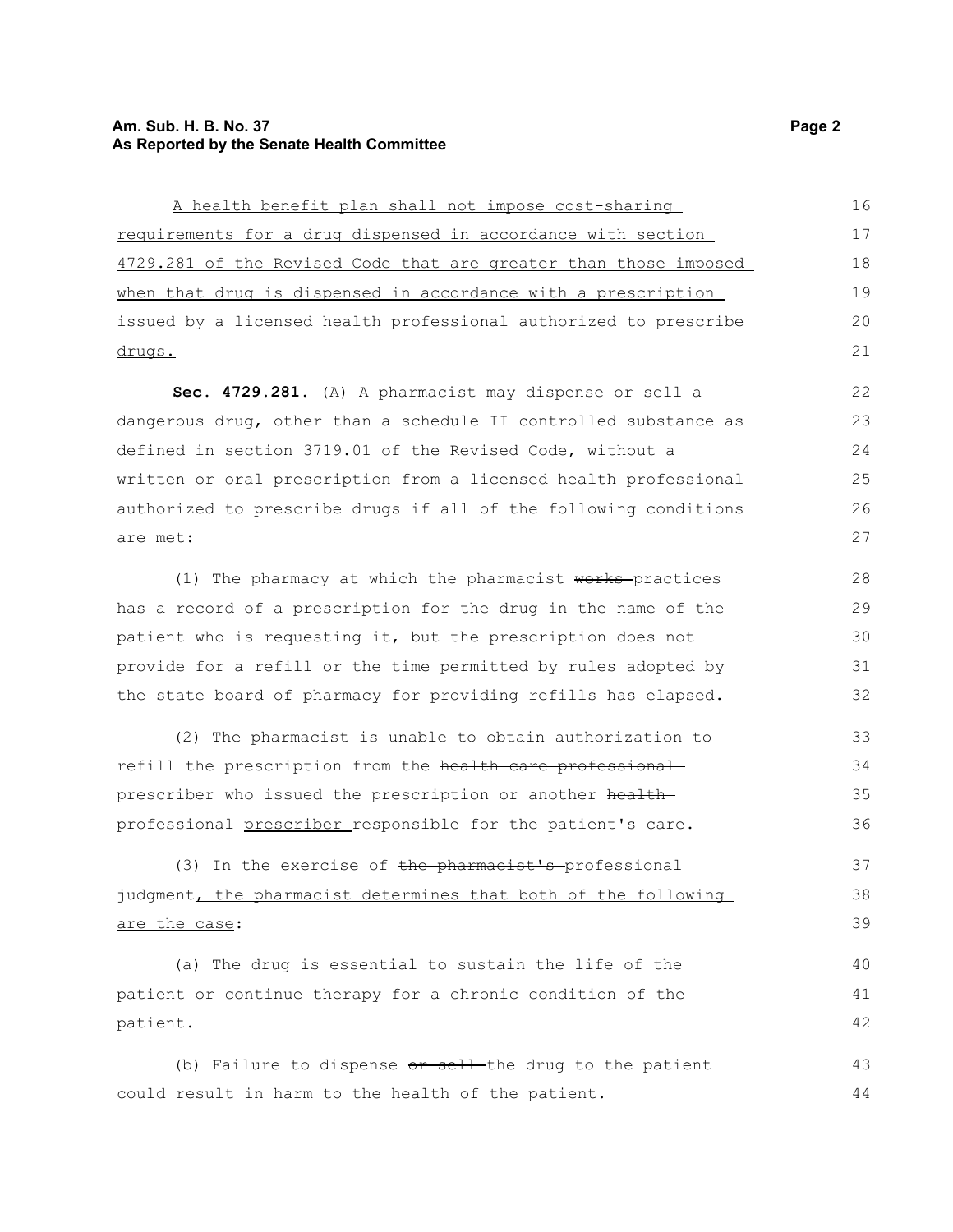A health benefit plan shall not impose cost-sharing requirements for a drug dispensed in accordance with section 4729.281 of the Revised Code that are greater than those imposed when that drug is dispensed in accordance with a prescription issued by a licensed health professional authorized to prescribe drugs.

**Sec. 4729.281.** (A) A pharmacist may dispense ~~or sell~~ a dangerous drug, other than a schedule II controlled substance as defined in section 3719.01 of the Revised Code, without a ~~written or oral~~ prescription from a licensed health professional authorized to prescribe drugs if all of the following conditions are met:

(1) The pharmacy at which the pharmacist ~~works~~ practices has a record of a prescription for the drug in the name of the patient who is requesting it, but the prescription does not provide for a refill or the time permitted by rules adopted by the state board of pharmacy for providing refills has elapsed.

(2) The pharmacist is unable to obtain authorization to refill the prescription from the ~~health care professional~~ prescriber who issued the prescription or another ~~health professional~~ prescriber responsible for the patient's care.

(3) In the exercise of ~~the pharmacist's~~ professional judgment, the pharmacist determines that both of the following are the case:

(a) The drug is essential to sustain the life of the patient or continue therapy for a chronic condition of the patient.

(b) Failure to dispense ~~or sell~~ the drug to the patient could result in harm to the health of the patient.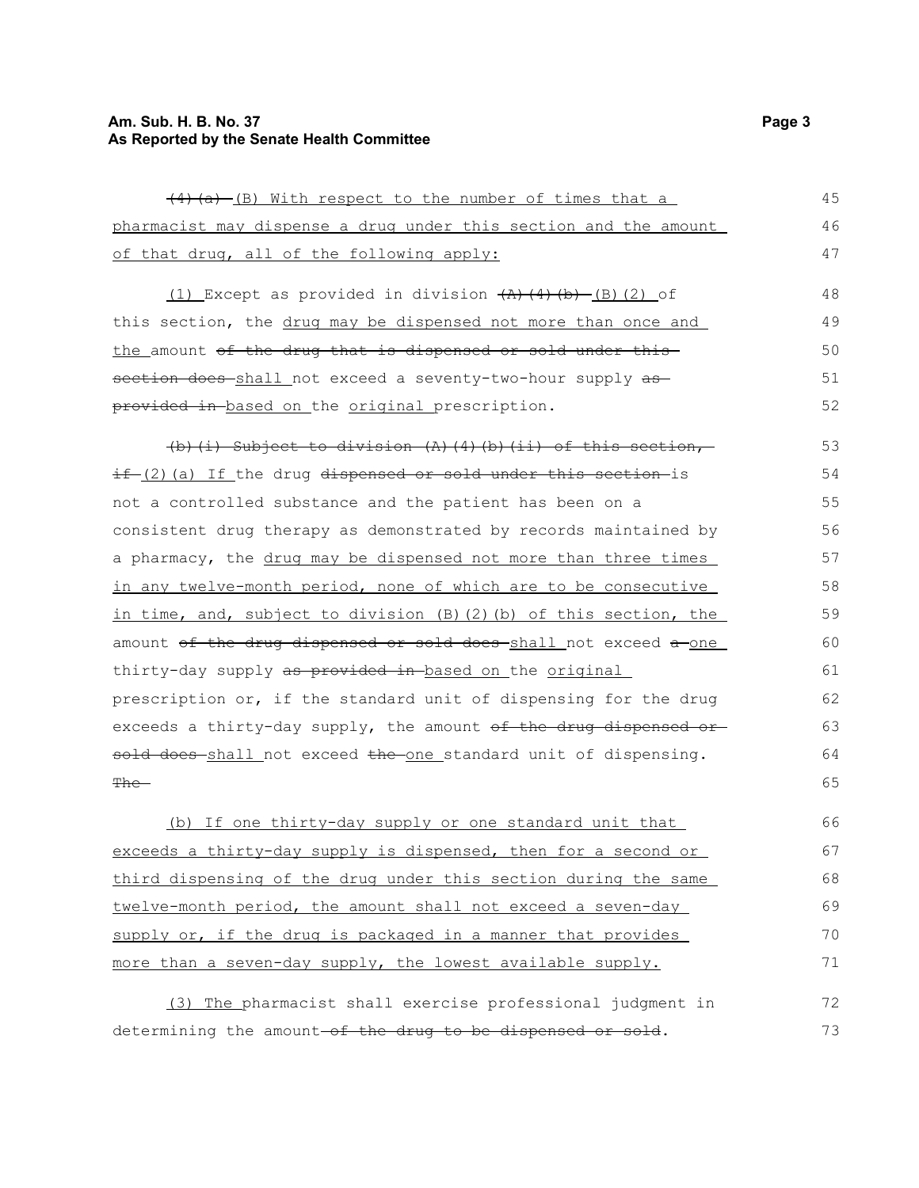~~(4)(a)~~ (B) With respect to the number of times that a pharmacist may dispense a drug under this section and the amount of that drug, all of the following apply:

(1) Except as provided in division ~~(A)(4)(b)~~ (B)(2) of this section, the drug may be dispensed not more than once and the amount ~~of the drug that is dispensed or sold under this section does~~ shall not exceed a seventy-two-hour supply ~~as provided in~~ based on the original prescription.

~~(b)(i) Subject to division (A)(4)(b)(ii) of this section, if~~ (2)(a) If the drug ~~dispensed or sold under this section~~ is not a controlled substance and the patient has been on a consistent drug therapy as demonstrated by records maintained by a pharmacy, the drug may be dispensed not more than three times in any twelve-month period, none of which are to be consecutive in time, and, subject to division (B)(2)(b) of this section, the amount ~~of the drug dispensed or sold does~~ shall not exceed ~~a~~ one thirty-day supply ~~as provided in~~ based on the original prescription or, if the standard unit of dispensing for the drug exceeds a thirty-day supply, the amount ~~of the drug dispensed or sold does~~ shall not exceed ~~the~~ one standard unit of dispensing. ~~The~~

(b) If one thirty-day supply or one standard unit that exceeds a thirty-day supply is dispensed, then for a second or third dispensing of the drug under this section during the same twelve-month period, the amount shall not exceed a seven-day supply or, if the drug is packaged in a manner that provides more than a seven-day supply, the lowest available supply.

(3) The pharmacist shall exercise professional judgment in determining the amount ~~of the drug to be dispensed or sold~~.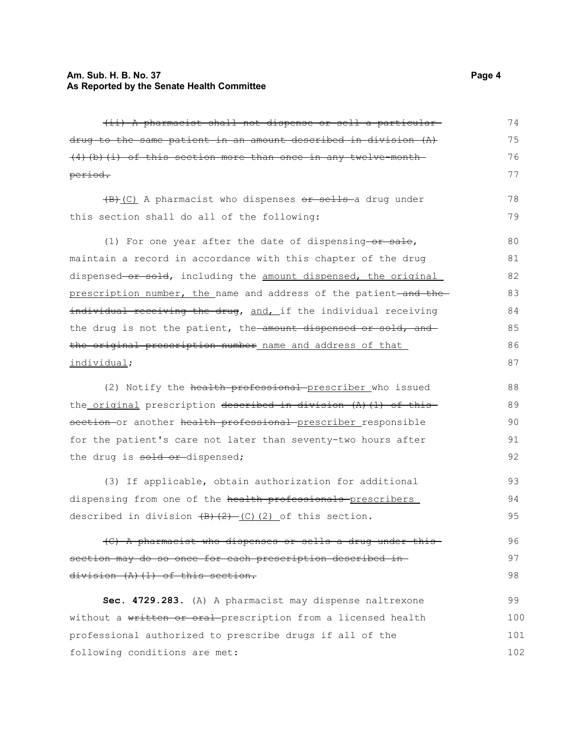~~(ii) A pharmacist shall not dispense or sell a particular drug to the same patient in an amount described in division (A)(4)(b)(i) of this section more than once in any twelve-month period.~~

~~(B)~~<u>(C)</u> A pharmacist who dispenses ~~or sells~~ a drug under this section shall do all of the following:

(1) For one year after the date of dispensing~~ or sale~~, maintain a record in accordance with this chapter of the drug dispensed~~ or sold~~, including the <u>amount dispensed, the original prescription number, the</u> name and address of the patient~~ and the individual receiving the drug~~, <u>and,</u> if the individual receiving the drug is not the patient, the ~~amount dispensed or sold, and the original prescription number~~ <u>name and address of that individual</u>;

(2) Notify the ~~health professional~~ <u>prescriber</u> who issued the <u>original</u> prescription ~~described in division (A)(1) of this section~~ or another ~~health professional~~ <u>prescriber</u> responsible for the patient's care not later than seventy-two hours after the drug is ~~sold or~~ dispensed;

(3) If applicable, obtain authorization for additional dispensing from one of the ~~health professionals~~ <u>prescribers</u> described in division ~~(B)(2)~~ <u>(C)(2)</u> of this section.

~~(C) A pharmacist who dispenses or sells a drug under this section may do so once for each prescription described in division (A)(1) of this section.~~

**Sec. 4729.283.** (A) A pharmacist may dispense naltrexone without a ~~written or oral~~ prescription from a licensed health professional authorized to prescribe drugs if all of the following conditions are met: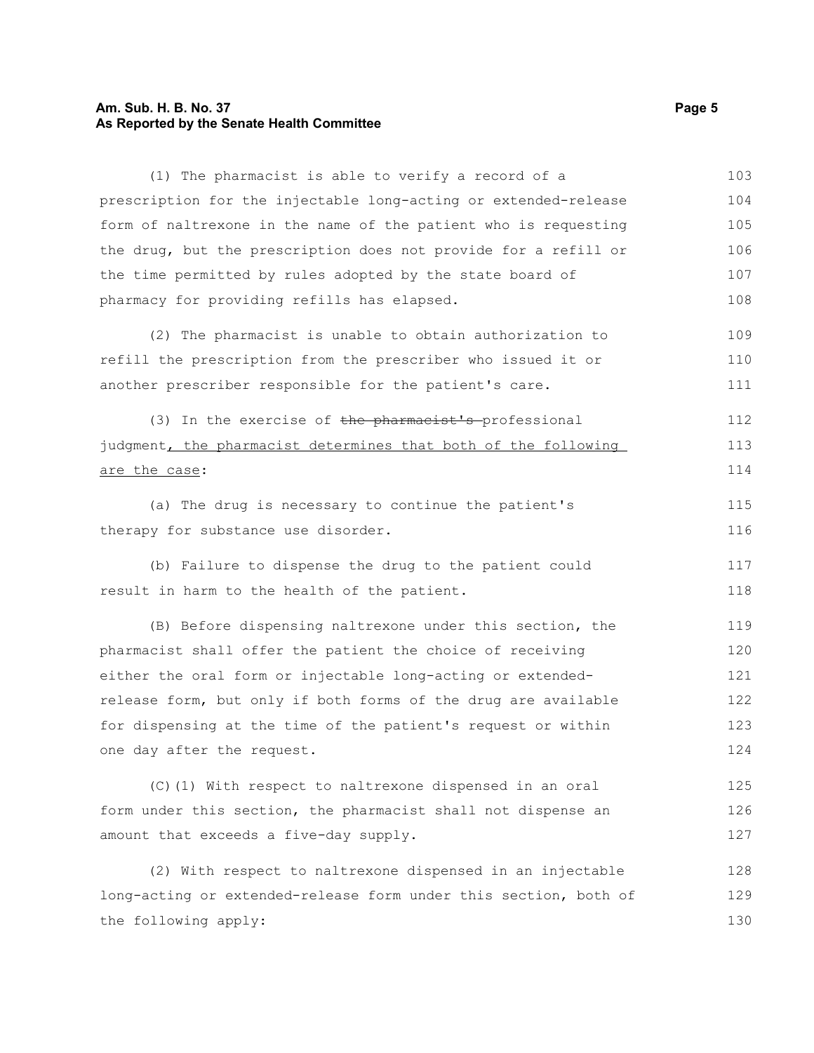(1) The pharmacist is able to verify a record of a prescription for the injectable long-acting or extended-release form of naltrexone in the name of the patient who is requesting the drug, but the prescription does not provide for a refill or the time permitted by rules adopted by the state board of pharmacy for providing refills has elapsed.

(2) The pharmacist is unable to obtain authorization to refill the prescription from the prescriber who issued it or another prescriber responsible for the patient's care.

(3) In the exercise of ~~the pharmacist's~~ professional judgment, the pharmacist determines that both of the following are the case:

(a) The drug is necessary to continue the patient's therapy for substance use disorder.

(b) Failure to dispense the drug to the patient could result in harm to the health of the patient.

(B) Before dispensing naltrexone under this section, the pharmacist shall offer the patient the choice of receiving either the oral form or injectable long-acting or extended-release form, but only if both forms of the drug are available for dispensing at the time of the patient's request or within one day after the request.

(C)(1) With respect to naltrexone dispensed in an oral form under this section, the pharmacist shall not dispense an amount that exceeds a five-day supply.

(2) With respect to naltrexone dispensed in an injectable long-acting or extended-release form under this section, both of the following apply: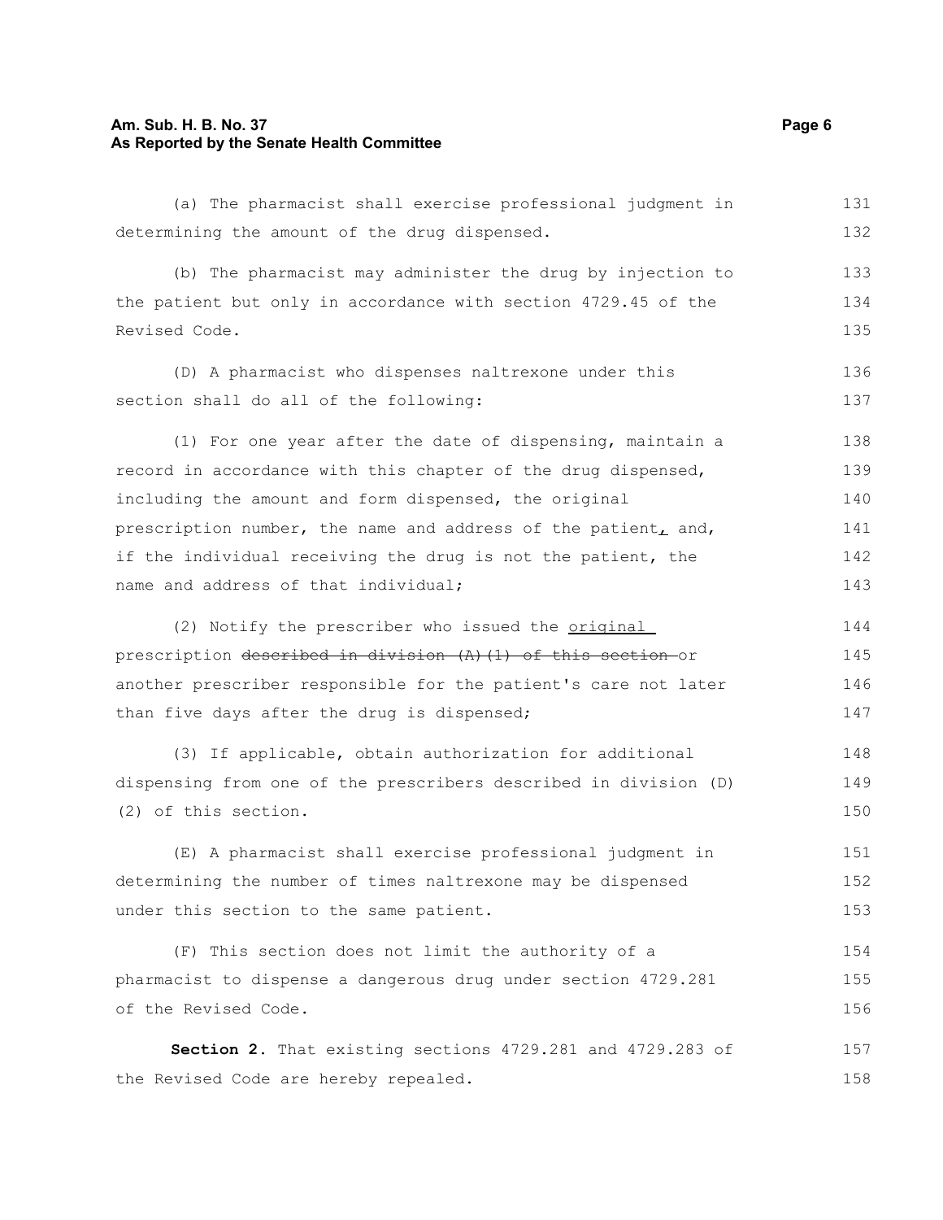(a) The pharmacist shall exercise professional judgment in determining the amount of the drug dispensed.

(b) The pharmacist may administer the drug by injection to the patient but only in accordance with section 4729.45 of the Revised Code.

(D) A pharmacist who dispenses naltrexone under this section shall do all of the following:

(1) For one year after the date of dispensing, maintain a record in accordance with this chapter of the drug dispensed, including the amount and form dispensed, the original prescription number, the name and address of the patient, and, if the individual receiving the drug is not the patient, the name and address of that individual;

(2) Notify the prescriber who issued the original prescription ~~described in division (A)(1) of this section~~ or another prescriber responsible for the patient's care not later than five days after the drug is dispensed;

(3) If applicable, obtain authorization for additional dispensing from one of the prescribers described in division (D)(2) of this section.

(E) A pharmacist shall exercise professional judgment in determining the number of times naltrexone may be dispensed under this section to the same patient.

(F) This section does not limit the authority of a pharmacist to dispense a dangerous drug under section 4729.281 of the Revised Code.

**Section 2.** That existing sections 4729.281 and 4729.283 of the Revised Code are hereby repealed.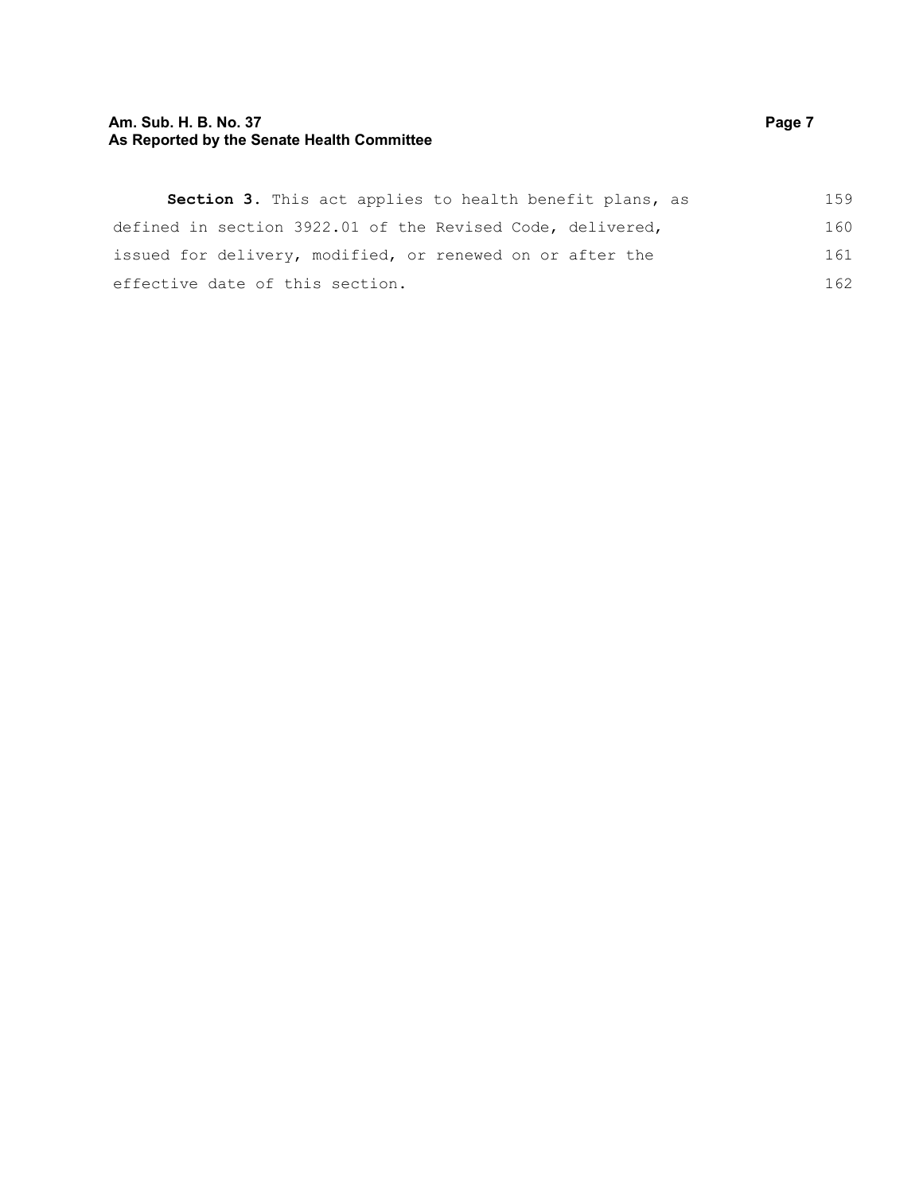**Section 3.** This act applies to health benefit plans, as defined in section 3922.01 of the Revised Code, delivered, issued for delivery, modified, or renewed on or after the effective date of this section.